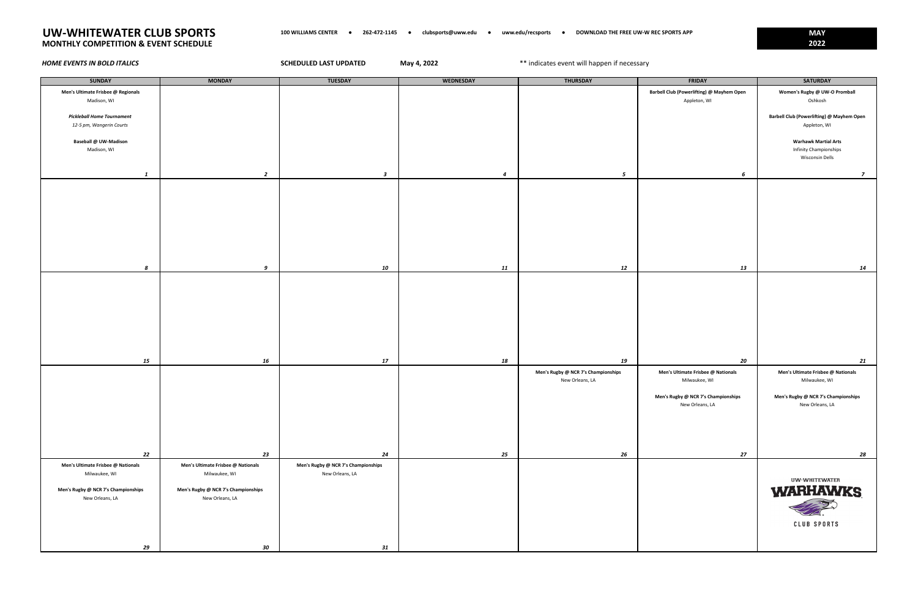# UW-WHITEWATER CLUB SPORTS
## MONTHLY COMPETITION & EVENT SCHEDULE

100 WILLIAMS CENTER • 262-472-1145 • clubsports@uww.edu • uww.edu/recsports • DOWNLOAD THE FREE UW-W REC SPORTS APP

**MAY 2022**

***HOME EVENTS IN BOLD ITALICS***

**SCHEDULED LAST UPDATED** **May 4, 2022**

** indicates event will happen if necessary

| SUNDAY | MONDAY | TUESDAY | WEDNESDAY | THURSDAY | FRIDAY | SATURDAY |
|---|---|---|---|---|---|---|
| **Men's Ultimate Frisbee @ Regionals** Madison, WI<br><br>***Pickleball Home Tournament*** *12-5 pm, Wangerin Courts*<br><br>**Baseball @ UW-Madison** Madison, WI<br><br>*1* | *2* | *3* | *4* | *5* | **Barbell Club (Powerlifting) @ Mayhem Open** Appleton, WI<br><br>*6* | **Women's Rugby @ UW-O Promball** Oshkosh<br><br>**Barbell Club (Powerlifting) @ Mayhem Open** Appleton, WI<br><br>**Warhawk Martial Arts** Infinity Championships Wisconsin Dells<br><br>*7* |
| *8* | *9* | *10* | *11* | *12* | *13* | *14* |
| *15* | *16* | *17* | *18* | *19* | *20* | *21* |
| *22* | *23* | *24* | *25* | **Men's Rugby @ NCR 7's Championships** New Orleans, LA<br><br>*26* | **Men's Ultimate Frisbee @ Nationals** Milwaukee, WI<br><br>**Men's Rugby @ NCR 7's Championships** New Orleans, LA<br><br>*27* | **Men's Ultimate Frisbee @ Nationals** Milwaukee, WI<br><br>**Men's Rugby @ NCR 7's Championships** New Orleans, LA<br><br>*28* |
| **Men's Ultimate Frisbee @ Nationals** Milwaukee, WI<br><br>**Men's Rugby @ NCR 7's Championships** New Orleans, LA<br><br>*29* | **Men's Ultimate Frisbee @ Nationals** Milwaukee, WI<br><br>**Men's Rugby @ NCR 7's Championships** New Orleans, LA<br><br>*30* | **Men's Rugby @ NCR 7's Championships** New Orleans, LA<br><br>*31* | | | | UW-WHITEWATER WARHAWKS CLUB SPORTS |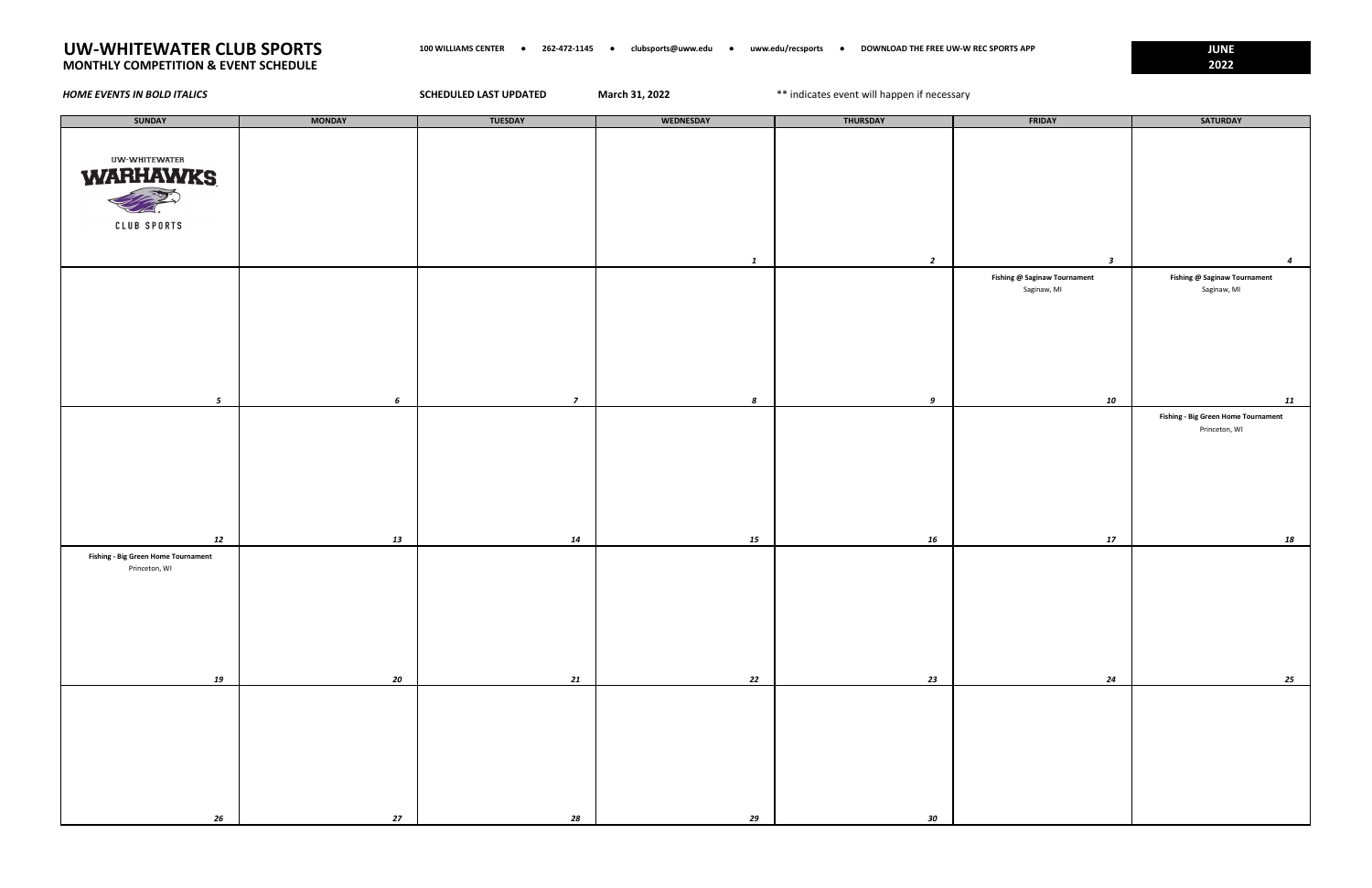# UW-WHITEWATER CLUB SPORTS
## MONTHLY COMPETITION & EVENT SCHEDULE

100 WILLIAMS CENTER • 262-472-1145 • clubsports@uww.edu • uww.edu/recsports • DOWNLOAD THE FREE UW-W REC SPORTS APP

**JUNE 2022**

***HOME EVENTS IN BOLD ITALICS***

**SCHEDULED LAST UPDATED** **March 31, 2022**

** indicates event will happen if necessary

| SUNDAY | MONDAY | TUESDAY | WEDNESDAY | THURSDAY | FRIDAY | SATURDAY |
|---|---|---|---|---|---|---|
| UW-WHITEWATER WARHAWKS CLUB SPORTS | | | 1 | 2 | 3 | 4 |
| 5 | 6 | 7 | 8 | 9 | **Fishing @ Saginaw Tournament** Saginaw, MI 10 | **Fishing @ Saginaw Tournament** Saginaw, MI 11 |
| 12 | 13 | 14 | 15 | 16 | 17 | **Fishing - Big Green Home Tournament** Princeton, WI 18 |
| **Fishing - Big Green Home Tournament** Princeton, WI 19 | 20 | 21 | 22 | 23 | 24 | 25 |
| 26 | 27 | 28 | 29 | 30 | | |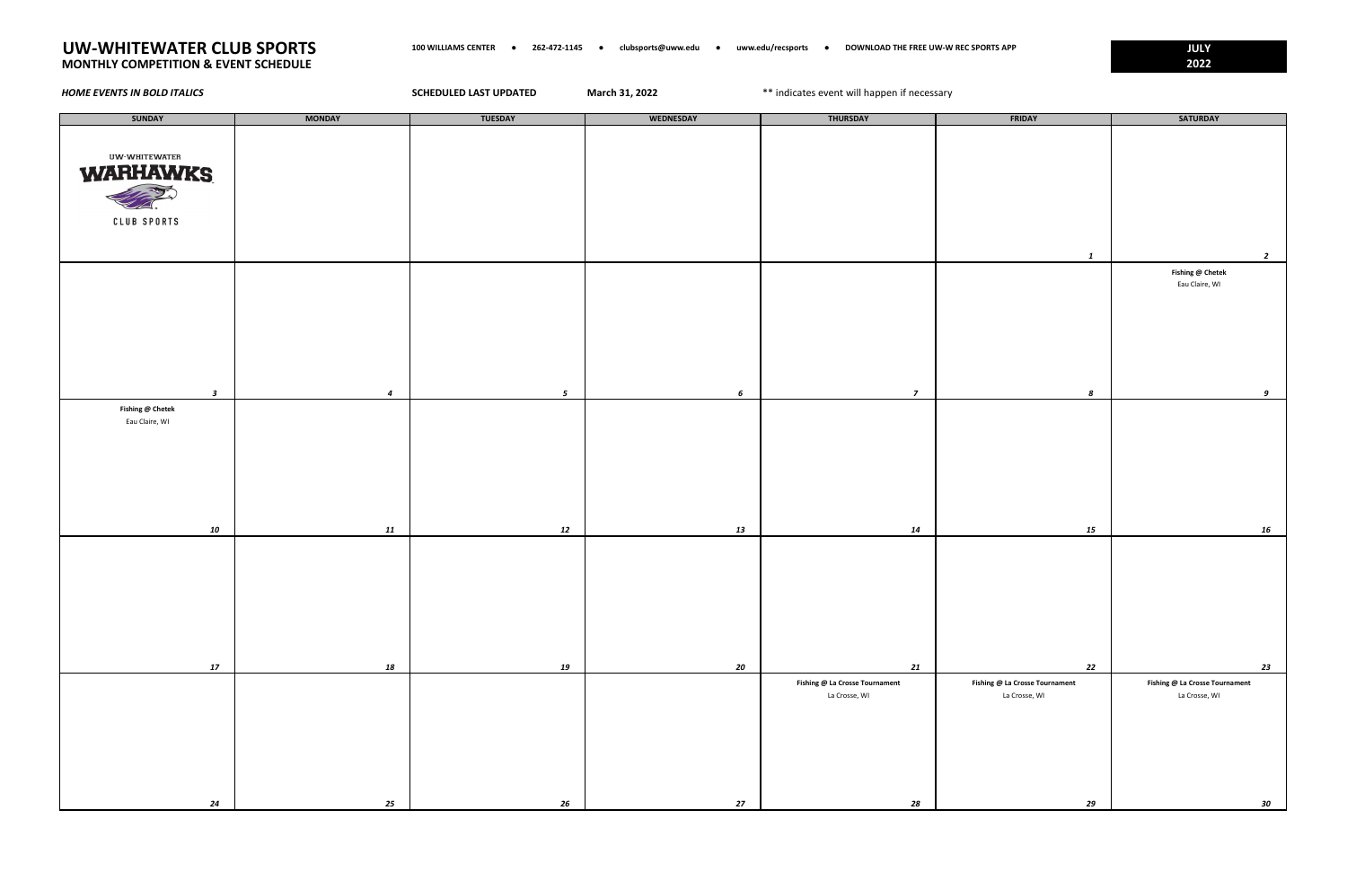# UW-WHITEWATER CLUB SPORTS
## MONTHLY COMPETITION & EVENT SCHEDULE

100 WILLIAMS CENTER • 262-472-1145 • clubsports@uww.edu • uww.edu/recsports • DOWNLOAD THE FREE UW-W REC SPORTS APP

**JULY 2022**

***HOME EVENTS IN BOLD ITALICS***

**SCHEDULED LAST UPDATED** **March 31, 2022**

** indicates event will happen if necessary

| SUNDAY | MONDAY | TUESDAY | WEDNESDAY | THURSDAY | FRIDAY | SATURDAY |
|---|---|---|---|---|---|---|
| UW-WHITEWATER WARHAWKS CLUB SPORTS | | | | | 1 | 2 |
| 3 | 4 | 5 | 6 | 7 | 8 | **Fishing @ Chetek** Eau Claire, WI 9 |
| **Fishing @ Chetek** Eau Claire, WI 10 | 11 | 12 | 13 | 14 | 15 | 16 |
| 17 | 18 | 19 | 20 | 21 | 22 | 23 |
| 24 | 25 | 26 | 27 | **Fishing @ La Crosse Tournament** La Crosse, WI 28 | **Fishing @ La Crosse Tournament** La Crosse, WI 29 | **Fishing @ La Crosse Tournament** La Crosse, WI 30 |